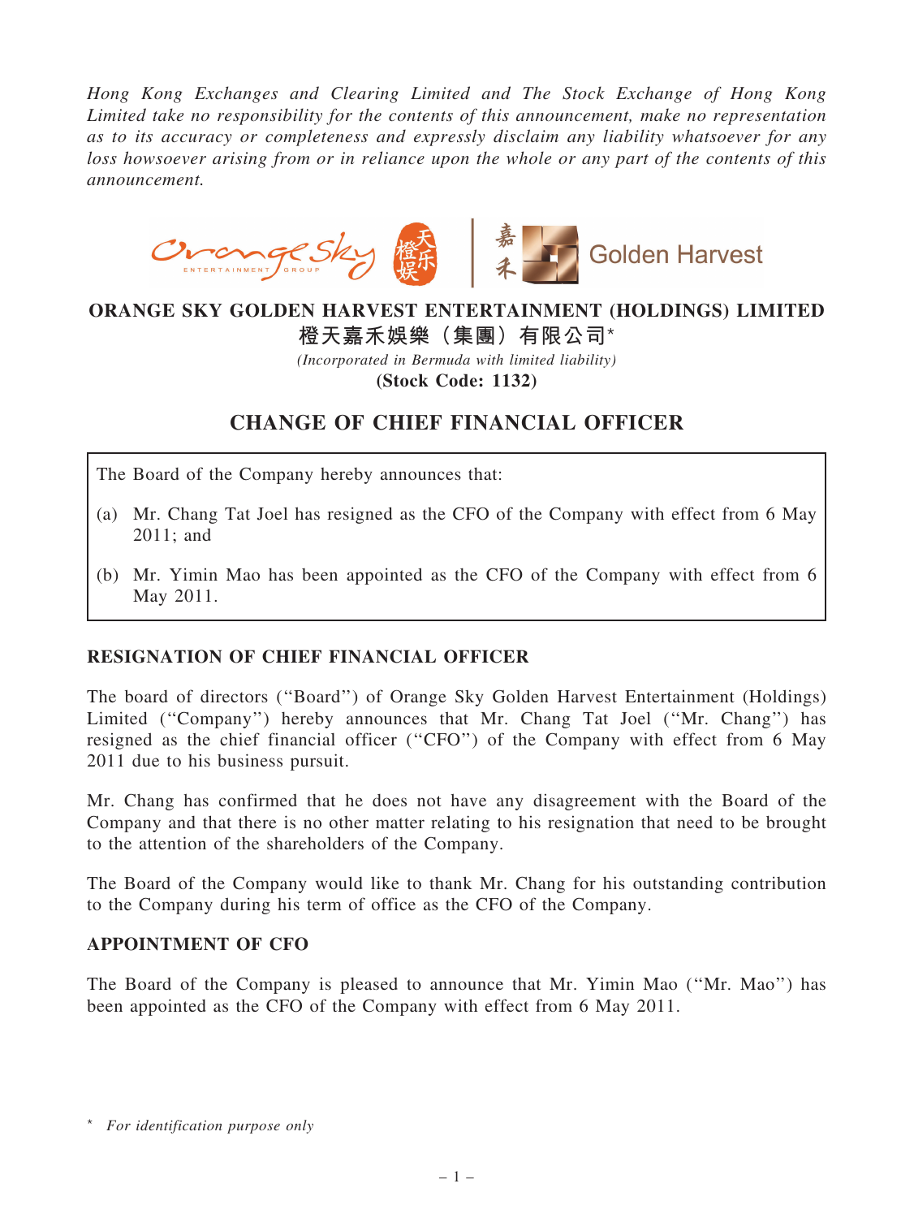*Hong Kong Exchanges and Clearing Limited and The Stock Exchange of Hong Kong Limited take no responsibility for the contents of this announcement, make no representation as to its accuracy or completeness and expressly disclaim any liability whatsoever for any loss howsoever arising from or in reliance upon the whole or any part of the contents of this announcement.*

**ORANGE SKY GOLDEN HARVEST ENTERTAINMENT (HOLDINGS) LIMITED**

**橙天嘉禾娛樂（集團）有限公司***

*(Incorporated in Bermuda with limited liability)*

**(Stock Code: 1132)**

# CHANGE OF CHIEF FINANCIAL OFFICER

The Board of the Company hereby announces that:

(a) Mr. Chang Tat Joel has resigned as the CFO of the Company with effect from 6 May 2011; and

(b) Mr. Yimin Mao has been appointed as the CFO of the Company with effect from 6 May 2011.

## RESIGNATION OF CHIEF FINANCIAL OFFICER

The board of directors ("Board") of Orange Sky Golden Harvest Entertainment (Holdings) Limited ("Company") hereby announces that Mr. Chang Tat Joel ("Mr. Chang") has resigned as the chief financial officer ("CFO") of the Company with effect from 6 May 2011 due to his business pursuit.

Mr. Chang has confirmed that he does not have any disagreement with the Board of the Company and that there is no other matter relating to his resignation that need to be brought to the attention of the shareholders of the Company.

The Board of the Company would like to thank Mr. Chang for his outstanding contribution to the Company during his term of office as the CFO of the Company.

## APPOINTMENT OF CFO

The Board of the Company is pleased to announce that Mr. Yimin Mao ("Mr. Mao") has been appointed as the CFO of the Company with effect from 6 May 2011.

\* *For identification purpose only*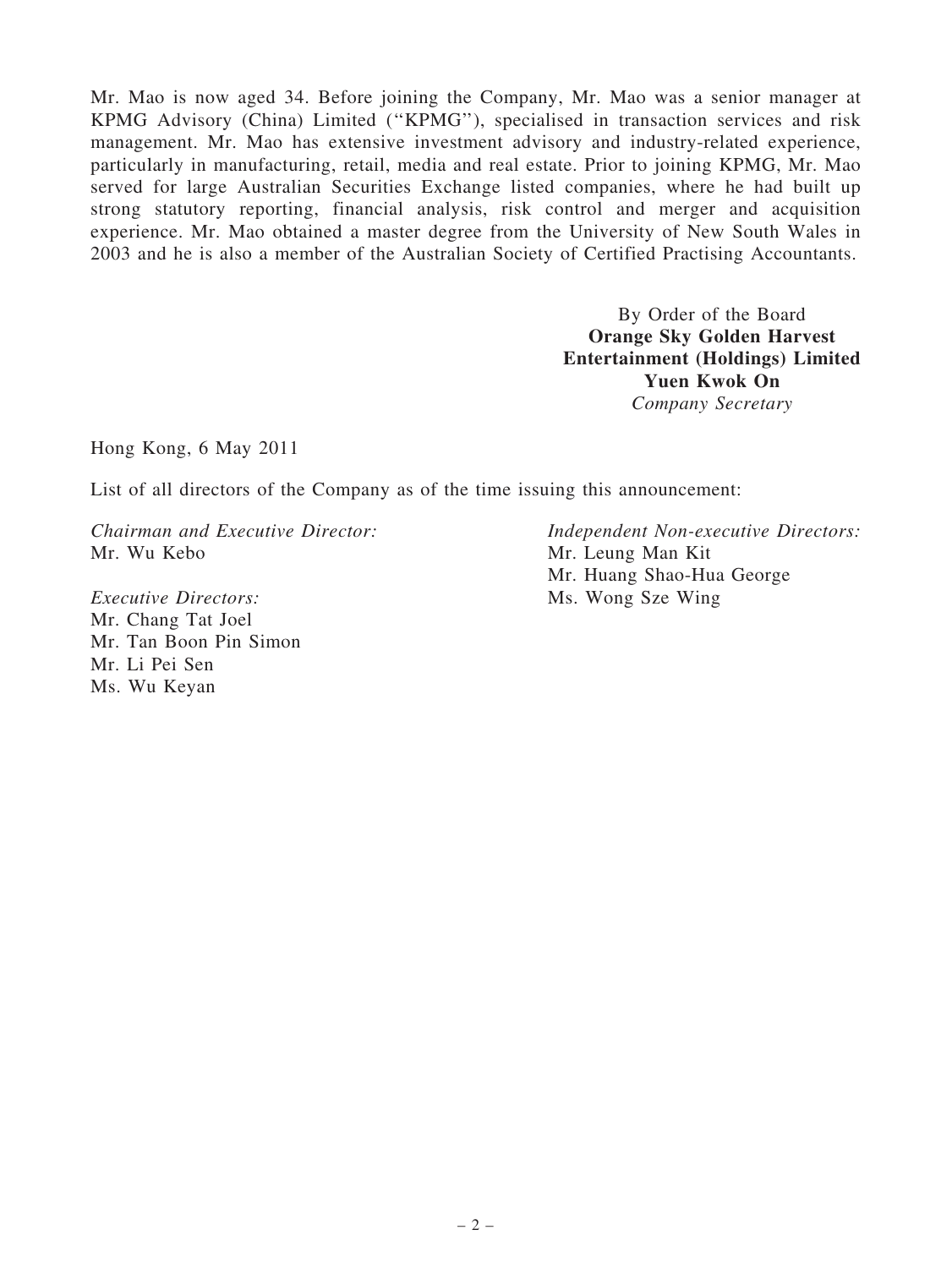Mr. Mao is now aged 34. Before joining the Company, Mr. Mao was a senior manager at KPMG Advisory (China) Limited ("KPMG"), specialised in transaction services and risk management. Mr. Mao has extensive investment advisory and industry-related experience, particularly in manufacturing, retail, media and real estate. Prior to joining KPMG, Mr. Mao served for large Australian Securities Exchange listed companies, where he had built up strong statutory reporting, financial analysis, risk control and merger and acquisition experience. Mr. Mao obtained a master degree from the University of New South Wales in 2003 and he is also a member of the Australian Society of Certified Practising Accountants.

By Order of the Board
**Orange Sky Golden Harvest Entertainment (Holdings) Limited**
**Yuen Kwok On**
*Company Secretary*

Hong Kong, 6 May 2011

List of all directors of the Company as of the time issuing this announcement:

*Chairman and Executive Director:*
Mr. Wu Kebo

*Executive Directors:*
Mr. Chang Tat Joel
Mr. Tan Boon Pin Simon
Mr. Li Pei Sen
Ms. Wu Keyan

*Independent Non-executive Directors:*
Mr. Leung Man Kit
Mr. Huang Shao-Hua George
Ms. Wong Sze Wing